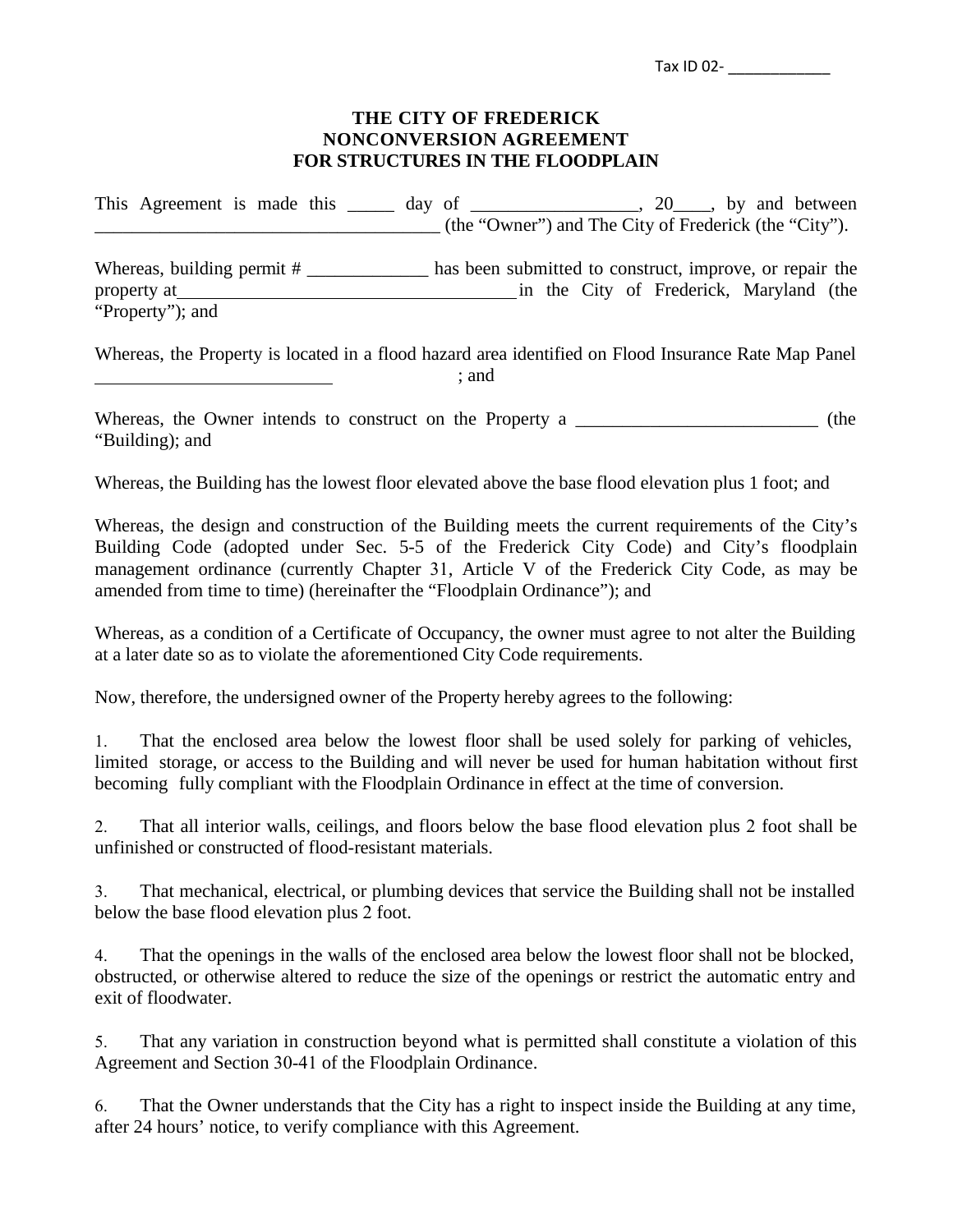Tax ID 02- ____________

**THE CITY OF FREDERICK**
**NONCONVERSION AGREEMENT**
**FOR STRUCTURES IN THE FLOODPLAIN**

This Agreement is made this _____ day of _________________, 20____, by and between _____________________________________ (the "Owner") and The City of Frederick (the "City").

Whereas, building permit # _____________ has been submitted to construct, improve, or repair the property at_____________________________________ in the City of Frederick, Maryland (the "Property"); and

Whereas, the Property is located in a flood hazard area identified on Flood Insurance Rate Map Panel _________________________ ; and

Whereas, the Owner intends to construct on the Property a __________________________ (the "Building); and

Whereas, the Building has the lowest floor elevated above the base flood elevation plus 1 foot; and

Whereas, the design and construction of the Building meets the current requirements of the City's Building Code (adopted under Sec. 5-5 of the Frederick City Code) and City's floodplain management ordinance (currently Chapter 31, Article V of the Frederick City Code, as may be amended from time to time) (hereinafter the "Floodplain Ordinance"); and

Whereas, as a condition of a Certificate of Occupancy, the owner must agree to not alter the Building at a later date so as to violate the aforementioned City Code requirements.

Now, therefore, the undersigned owner of the Property hereby agrees to the following:

1. That the enclosed area below the lowest floor shall be used solely for parking of vehicles, limited storage, or access to the Building and will never be used for human habitation without first becoming fully compliant with the Floodplain Ordinance in effect at the time of conversion.

2. That all interior walls, ceilings, and floors below the base flood elevation plus 2 foot shall be unfinished or constructed of flood-resistant materials.

3. That mechanical, electrical, or plumbing devices that service the Building shall not be installed below the base flood elevation plus 2 foot.

4. That the openings in the walls of the enclosed area below the lowest floor shall not be blocked, obstructed, or otherwise altered to reduce the size of the openings or restrict the automatic entry and exit of floodwater.

5. That any variation in construction beyond what is permitted shall constitute a violation of this Agreement and Section 30-41 of the Floodplain Ordinance.

6. That the Owner understands that the City has a right to inspect inside the Building at any time, after 24 hours' notice, to verify compliance with this Agreement.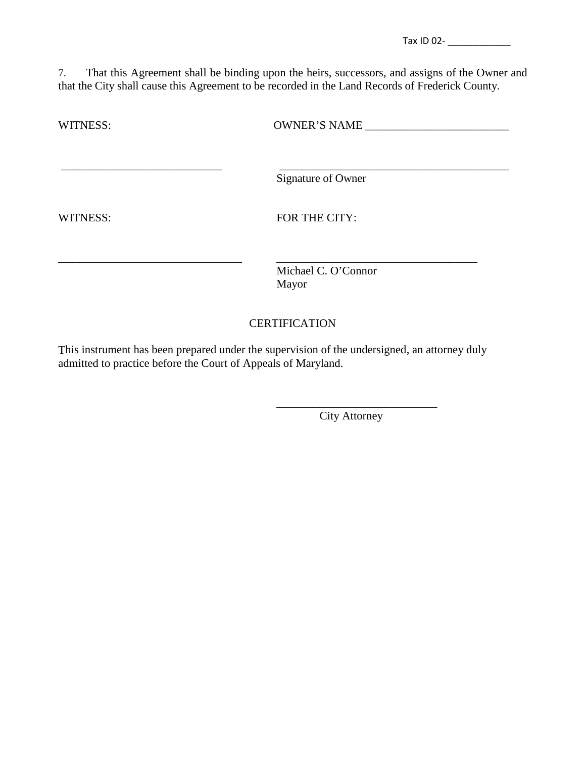Tax ID 02- ____________

7. That this Agreement shall be binding upon the heirs, successors, and assigns of the Owner and that the City shall cause this Agreement to be recorded in the Land Records of Frederick County.

WITNESS: OWNER'S NAME _________________________

____________________________ __________________________________________
Signature of Owner

WITNESS: FOR THE CITY:

________________________________ ____________________________________
Michael C. O'Connor
Mayor

CERTIFICATION

This instrument has been prepared under the supervision of the undersigned, an attorney duly admitted to practice before the Court of Appeals of Maryland.

____________________________
City Attorney